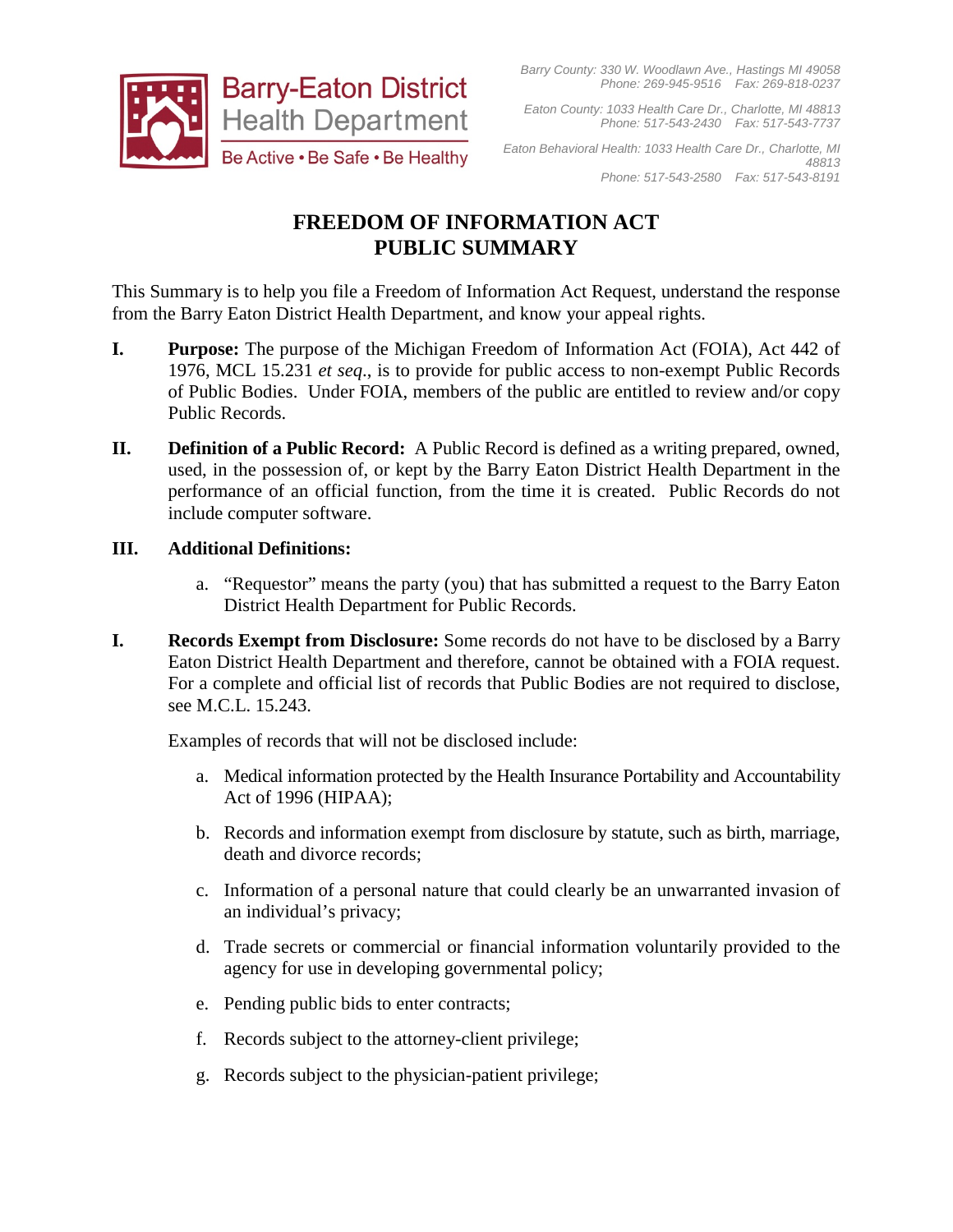Barry-Eaton District Health Department

Be Active • Be Safe • Be Healthy

*Barry County: 330 W. Woodlawn Ave., Hastings MI 49058*
*Phone: 269-945-9516 Fax: 269-818-0237*

*Eaton County: 1033 Health Care Dr., Charlotte, MI 48813*
*Phone: 517-543-2430 Fax: 517-543-7737*

*Eaton Behavioral Health: 1033 Health Care Dr., Charlotte, MI 48813*
*Phone: 517-543-2580 Fax: 517-543-8191*

# FREEDOM OF INFORMATION ACT PUBLIC SUMMARY

This Summary is to help you file a Freedom of Information Act Request, understand the response from the Barry Eaton District Health Department, and know your appeal rights.

**I. Purpose:** The purpose of the Michigan Freedom of Information Act (FOIA), Act 442 of 1976, MCL 15.231 *et seq*., is to provide for public access to non-exempt Public Records of Public Bodies. Under FOIA, members of the public are entitled to review and/or copy Public Records.

**II. Definition of a Public Record:** A Public Record is defined as a writing prepared, owned, used, in the possession of, or kept by the Barry Eaton District Health Department in the performance of an official function, from the time it is created. Public Records do not include computer software.

**III. Additional Definitions:**

a. “Requestor” means the party (you) that has submitted a request to the Barry Eaton District Health Department for Public Records.

**I. Records Exempt from Disclosure:** Some records do not have to be disclosed by a Barry Eaton District Health Department and therefore, cannot be obtained with a FOIA request. For a complete and official list of records that Public Bodies are not required to disclose, see M.C.L. 15.243.

Examples of records that will not be disclosed include:

a. Medical information protected by the Health Insurance Portability and Accountability Act of 1996 (HIPAA);

b. Records and information exempt from disclosure by statute, such as birth, marriage, death and divorce records;

c. Information of a personal nature that could clearly be an unwarranted invasion of an individual’s privacy;

d. Trade secrets or commercial or financial information voluntarily provided to the agency for use in developing governmental policy;

e. Pending public bids to enter contracts;

f. Records subject to the attorney-client privilege;

g. Records subject to the physician-patient privilege;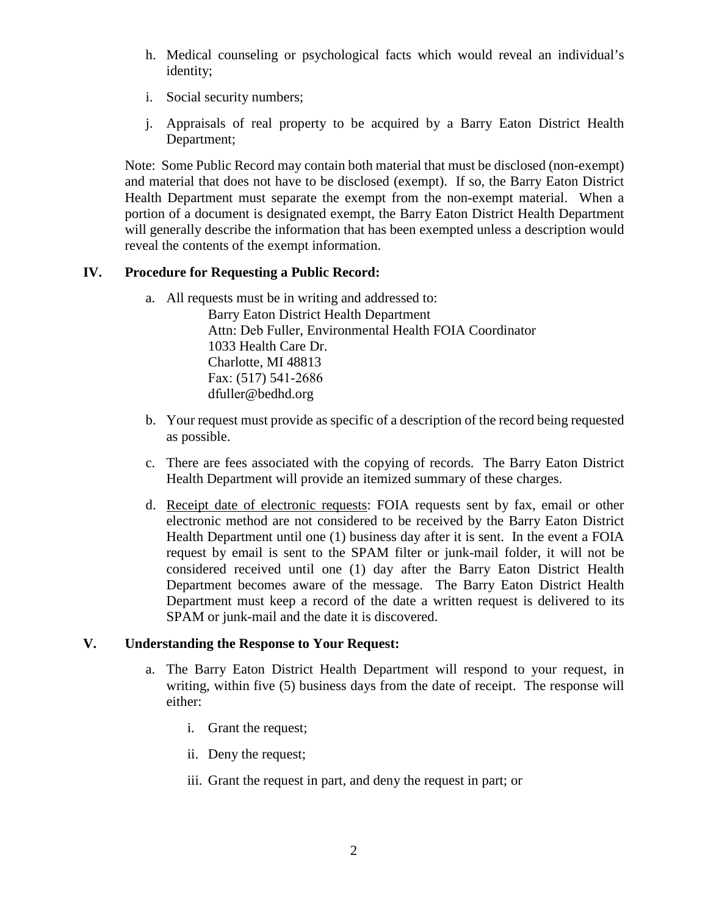h. Medical counseling or psychological facts which would reveal an individual's identity;

i. Social security numbers;

j. Appraisals of real property to be acquired by a Barry Eaton District Health Department;

Note: Some Public Record may contain both material that must be disclosed (non-exempt) and material that does not have to be disclosed (exempt). If so, the Barry Eaton District Health Department must separate the exempt from the non-exempt material. When a portion of a document is designated exempt, the Barry Eaton District Health Department will generally describe the information that has been exempted unless a description would reveal the contents of the exempt information.

## IV. Procedure for Requesting a Public Record:

a. All requests must be in writing and addressed to:

   Barry Eaton District Health Department
   Attn: Deb Fuller, Environmental Health FOIA Coordinator
   1033 Health Care Dr.
   Charlotte, MI 48813
   Fax: (517) 541-2686
   dfuller@bedhd.org

b. Your request must provide as specific of a description of the record being requested as possible.

c. There are fees associated with the copying of records. The Barry Eaton District Health Department will provide an itemized summary of these charges.

d. <u>Receipt date of electronic requests</u>: FOIA requests sent by fax, email or other electronic method are not considered to be received by the Barry Eaton District Health Department until one (1) business day after it is sent. In the event a FOIA request by email is sent to the SPAM filter or junk-mail folder, it will not be considered received until one (1) day after the Barry Eaton District Health Department becomes aware of the message. The Barry Eaton District Health Department must keep a record of the date a written request is delivered to its SPAM or junk-mail and the date it is discovered.

## V. Understanding the Response to Your Request:

a. The Barry Eaton District Health Department will respond to your request, in writing, within five (5) business days from the date of receipt. The response will either:

   i. Grant the request;

   ii. Deny the request;

   iii. Grant the request in part, and deny the request in part; or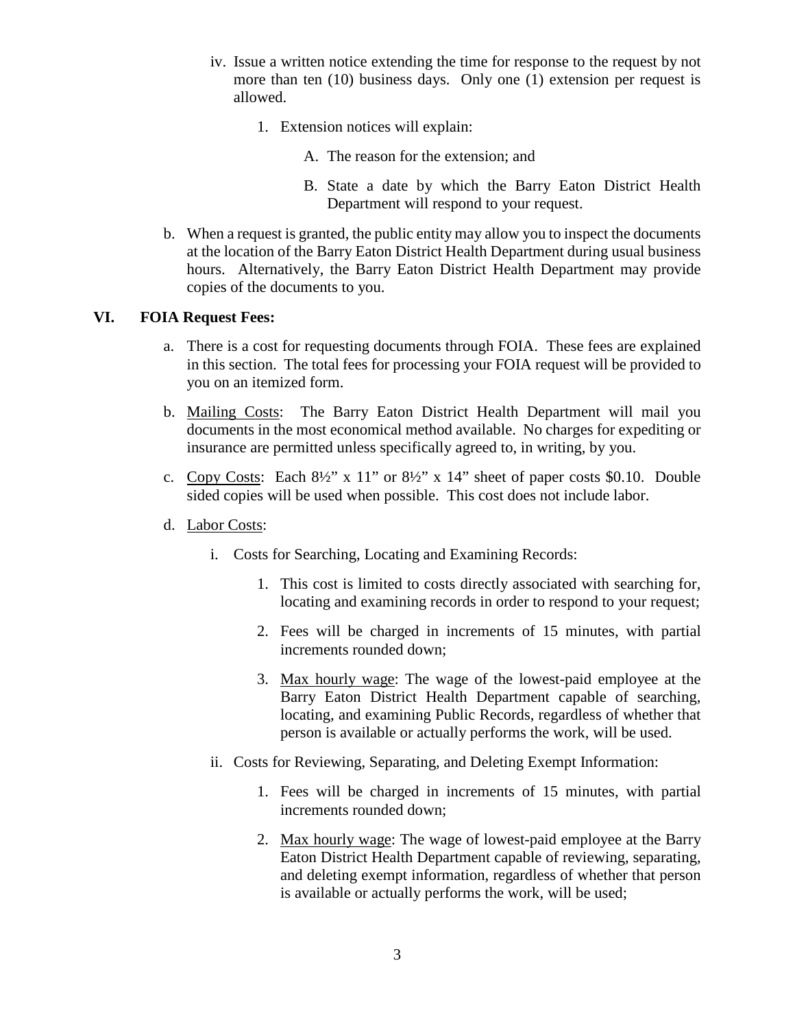iv. Issue a written notice extending the time for response to the request by not more than ten (10) business days. Only one (1) extension per request is allowed.

   1. Extension notices will explain:

      A. The reason for the extension; and

      B. State a date by which the Barry Eaton District Health Department will respond to your request.

b. When a request is granted, the public entity may allow you to inspect the documents at the location of the Barry Eaton District Health Department during usual business hours. Alternatively, the Barry Eaton District Health Department may provide copies of the documents to you.

## VI. FOIA Request Fees:

a. There is a cost for requesting documents through FOIA. These fees are explained in this section. The total fees for processing your FOIA request will be provided to you on an itemized form.

b. Mailing Costs: The Barry Eaton District Health Department will mail you documents in the most economical method available. No charges for expediting or insurance are permitted unless specifically agreed to, in writing, by you.

c. Copy Costs: Each 8½" x 11" or 8½" x 14" sheet of paper costs $0.10. Double sided copies will be used when possible. This cost does not include labor.

d. Labor Costs:

   i. Costs for Searching, Locating and Examining Records:

      1. This cost is limited to costs directly associated with searching for, locating and examining records in order to respond to your request;

      2. Fees will be charged in increments of 15 minutes, with partial increments rounded down;

      3. Max hourly wage: The wage of the lowest-paid employee at the Barry Eaton District Health Department capable of searching, locating, and examining Public Records, regardless of whether that person is available or actually performs the work, will be used.

   ii. Costs for Reviewing, Separating, and Deleting Exempt Information:

      1. Fees will be charged in increments of 15 minutes, with partial increments rounded down;

      2. Max hourly wage: The wage of lowest-paid employee at the Barry Eaton District Health Department capable of reviewing, separating, and deleting exempt information, regardless of whether that person is available or actually performs the work, will be used;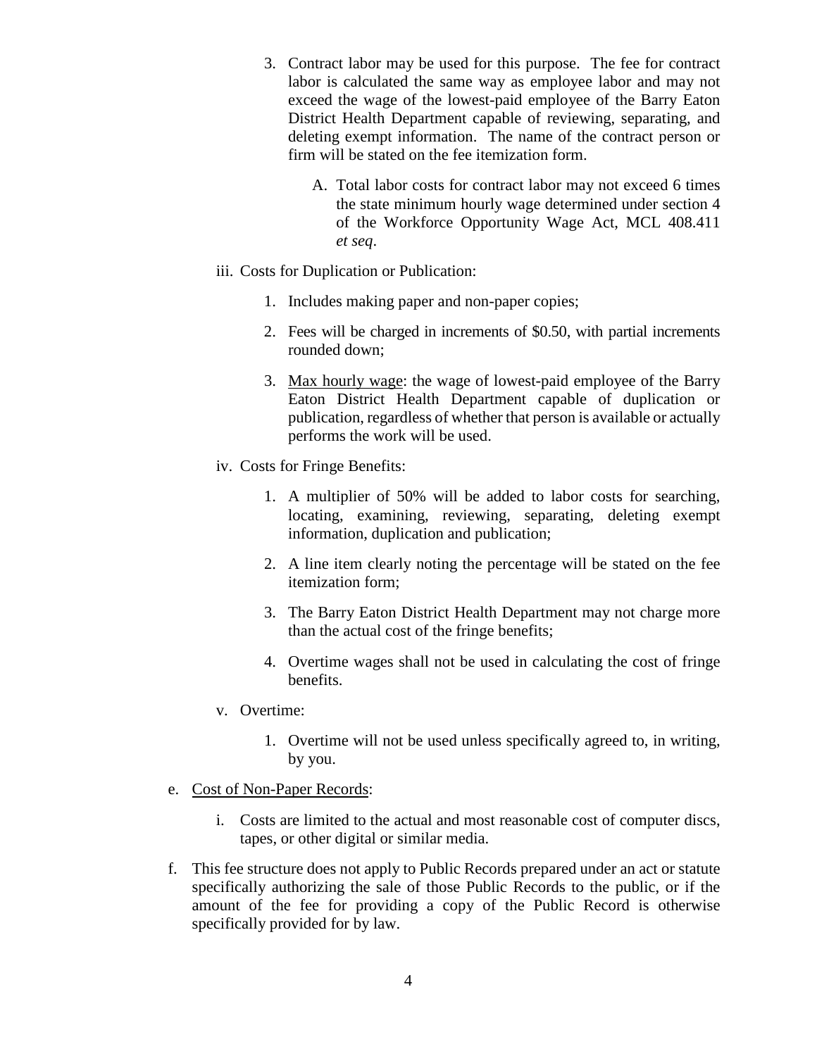3. Contract labor may be used for this purpose. The fee for contract labor is calculated the same way as employee labor and may not exceed the wage of the lowest-paid employee of the Barry Eaton District Health Department capable of reviewing, separating, and deleting exempt information. The name of the contract person or firm will be stated on the fee itemization form.

   A. Total labor costs for contract labor may not exceed 6 times the state minimum hourly wage determined under section 4 of the Workforce Opportunity Wage Act, MCL 408.411 *et seq*.

iii. Costs for Duplication or Publication:

1. Includes making paper and non-paper copies;

2. Fees will be charged in increments of $0.50, with partial increments rounded down;

3. <u>Max hourly wage</u>: the wage of lowest-paid employee of the Barry Eaton District Health Department capable of duplication or publication, regardless of whether that person is available or actually performs the work will be used.

iv. Costs for Fringe Benefits:

1. A multiplier of 50% will be added to labor costs for searching, locating, examining, reviewing, separating, deleting exempt information, duplication and publication;

2. A line item clearly noting the percentage will be stated on the fee itemization form;

3. The Barry Eaton District Health Department may not charge more than the actual cost of the fringe benefits;

4. Overtime wages shall not be used in calculating the cost of fringe benefits.

v. Overtime:

1. Overtime will not be used unless specifically agreed to, in writing, by you.

e. <u>Cost of Non-Paper Records</u>:

i. Costs are limited to the actual and most reasonable cost of computer discs, tapes, or other digital or similar media.

f. This fee structure does not apply to Public Records prepared under an act or statute specifically authorizing the sale of those Public Records to the public, or if the amount of the fee for providing a copy of the Public Record is otherwise specifically provided for by law.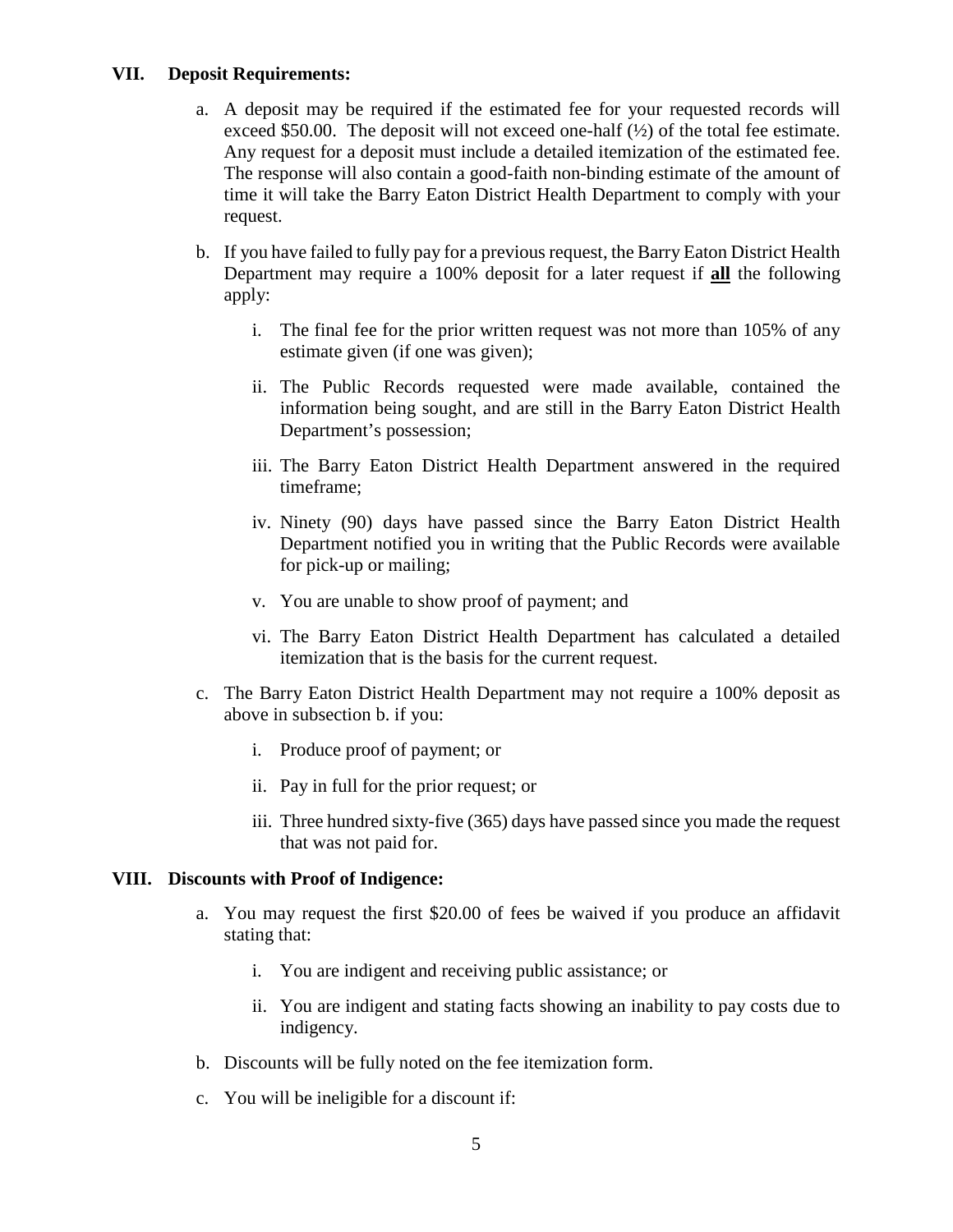## VII. Deposit Requirements:

a. A deposit may be required if the estimated fee for your requested records will exceed $50.00. The deposit will not exceed one-half (½) of the total fee estimate. Any request for a deposit must include a detailed itemization of the estimated fee. The response will also contain a good-faith non-binding estimate of the amount of time it will take the Barry Eaton District Health Department to comply with your request.

b. If you have failed to fully pay for a previous request, the Barry Eaton District Health Department may require a 100% deposit for a later request if **<u>all</u>** the following apply:

   i. The final fee for the prior written request was not more than 105% of any estimate given (if one was given);

   ii. The Public Records requested were made available, contained the information being sought, and are still in the Barry Eaton District Health Department's possession;

   iii. The Barry Eaton District Health Department answered in the required timeframe;

   iv. Ninety (90) days have passed since the Barry Eaton District Health Department notified you in writing that the Public Records were available for pick-up or mailing;

   v. You are unable to show proof of payment; and

   vi. The Barry Eaton District Health Department has calculated a detailed itemization that is the basis for the current request.

c. The Barry Eaton District Health Department may not require a 100% deposit as above in subsection b. if you:

   i. Produce proof of payment; or

   ii. Pay in full for the prior request; or

   iii. Three hundred sixty-five (365) days have passed since you made the request that was not paid for.

## VIII. Discounts with Proof of Indigence:

a. You may request the first $20.00 of fees be waived if you produce an affidavit stating that:

   i. You are indigent and receiving public assistance; or

   ii. You are indigent and stating facts showing an inability to pay costs due to indigency.

b. Discounts will be fully noted on the fee itemization form.

c. You will be ineligible for a discount if: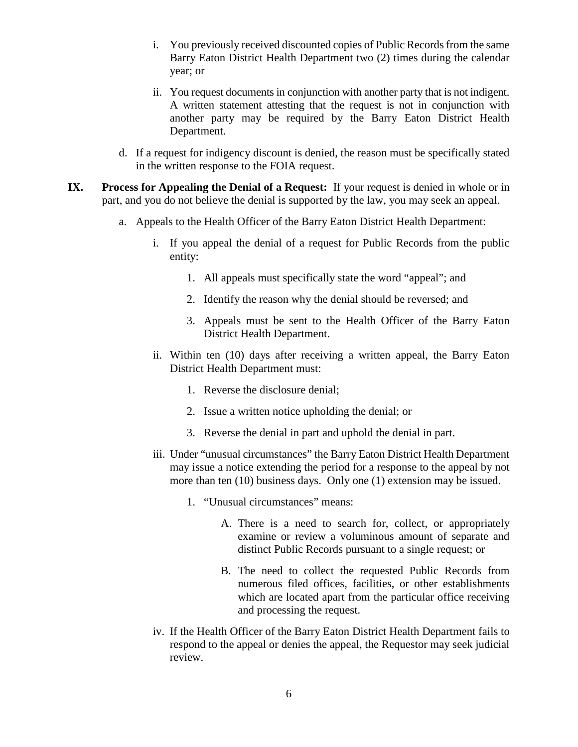i. You previously received discounted copies of Public Records from the same Barry Eaton District Health Department two (2) times during the calendar year; or

ii. You request documents in conjunction with another party that is not indigent. A written statement attesting that the request is not in conjunction with another party may be required by the Barry Eaton District Health Department.

d. If a request for indigency discount is denied, the reason must be specifically stated in the written response to the FOIA request.

**IX. Process for Appealing the Denial of a Request:** If your request is denied in whole or in part, and you do not believe the denial is supported by the law, you may seek an appeal.

a. Appeals to the Health Officer of the Barry Eaton District Health Department:

i. If you appeal the denial of a request for Public Records from the public entity:

1. All appeals must specifically state the word "appeal"; and

2. Identify the reason why the denial should be reversed; and

3. Appeals must be sent to the Health Officer of the Barry Eaton District Health Department.

ii. Within ten (10) days after receiving a written appeal, the Barry Eaton District Health Department must:

1. Reverse the disclosure denial;

2. Issue a written notice upholding the denial; or

3. Reverse the denial in part and uphold the denial in part.

iii. Under "unusual circumstances" the Barry Eaton District Health Department may issue a notice extending the period for a response to the appeal by not more than ten (10) business days. Only one (1) extension may be issued.

1. "Unusual circumstances" means:

A. There is a need to search for, collect, or appropriately examine or review a voluminous amount of separate and distinct Public Records pursuant to a single request; or

B. The need to collect the requested Public Records from numerous filed offices, facilities, or other establishments which are located apart from the particular office receiving and processing the request.

iv. If the Health Officer of the Barry Eaton District Health Department fails to respond to the appeal or denies the appeal, the Requestor may seek judicial review.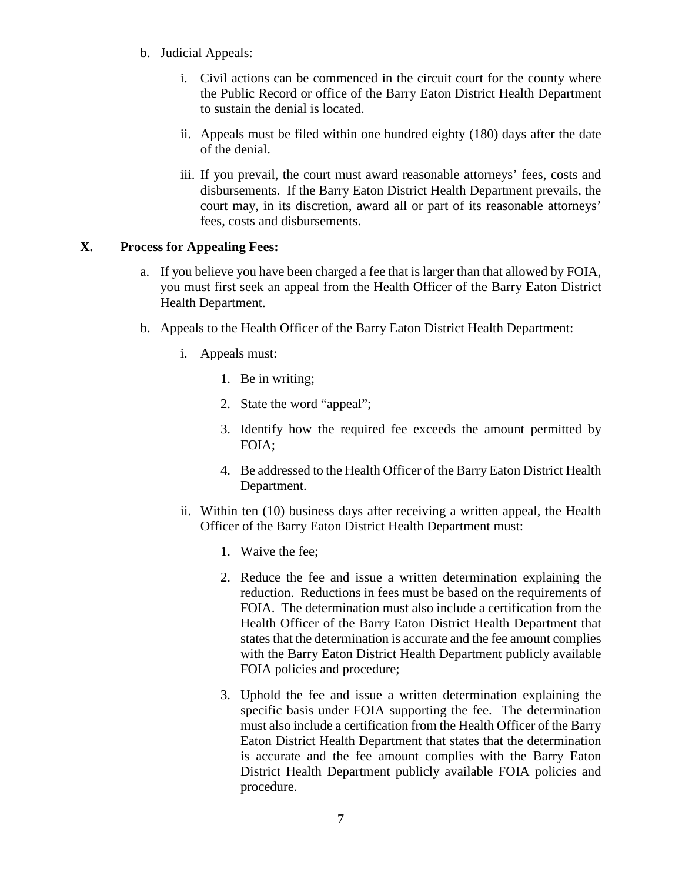b. Judicial Appeals:

    i. Civil actions can be commenced in the circuit court for the county where the Public Record or office of the Barry Eaton District Health Department to sustain the denial is located.

    ii. Appeals must be filed within one hundred eighty (180) days after the date of the denial.

    iii. If you prevail, the court must award reasonable attorneys' fees, costs and disbursements. If the Barry Eaton District Health Department prevails, the court may, in its discretion, award all or part of its reasonable attorneys' fees, costs and disbursements.

## X. Process for Appealing Fees:

a. If you believe you have been charged a fee that is larger than that allowed by FOIA, you must first seek an appeal from the Health Officer of the Barry Eaton District Health Department.

b. Appeals to the Health Officer of the Barry Eaton District Health Department:

    i. Appeals must:

        1. Be in writing;

        2. State the word "appeal";

        3. Identify how the required fee exceeds the amount permitted by FOIA;

        4. Be addressed to the Health Officer of the Barry Eaton District Health Department.

    ii. Within ten (10) business days after receiving a written appeal, the Health Officer of the Barry Eaton District Health Department must:

        1. Waive the fee;

        2. Reduce the fee and issue a written determination explaining the reduction. Reductions in fees must be based on the requirements of FOIA. The determination must also include a certification from the Health Officer of the Barry Eaton District Health Department that states that the determination is accurate and the fee amount complies with the Barry Eaton District Health Department publicly available FOIA policies and procedure;

        3. Uphold the fee and issue a written determination explaining the specific basis under FOIA supporting the fee. The determination must also include a certification from the Health Officer of the Barry Eaton District Health Department that states that the determination is accurate and the fee amount complies with the Barry Eaton District Health Department publicly available FOIA policies and procedure.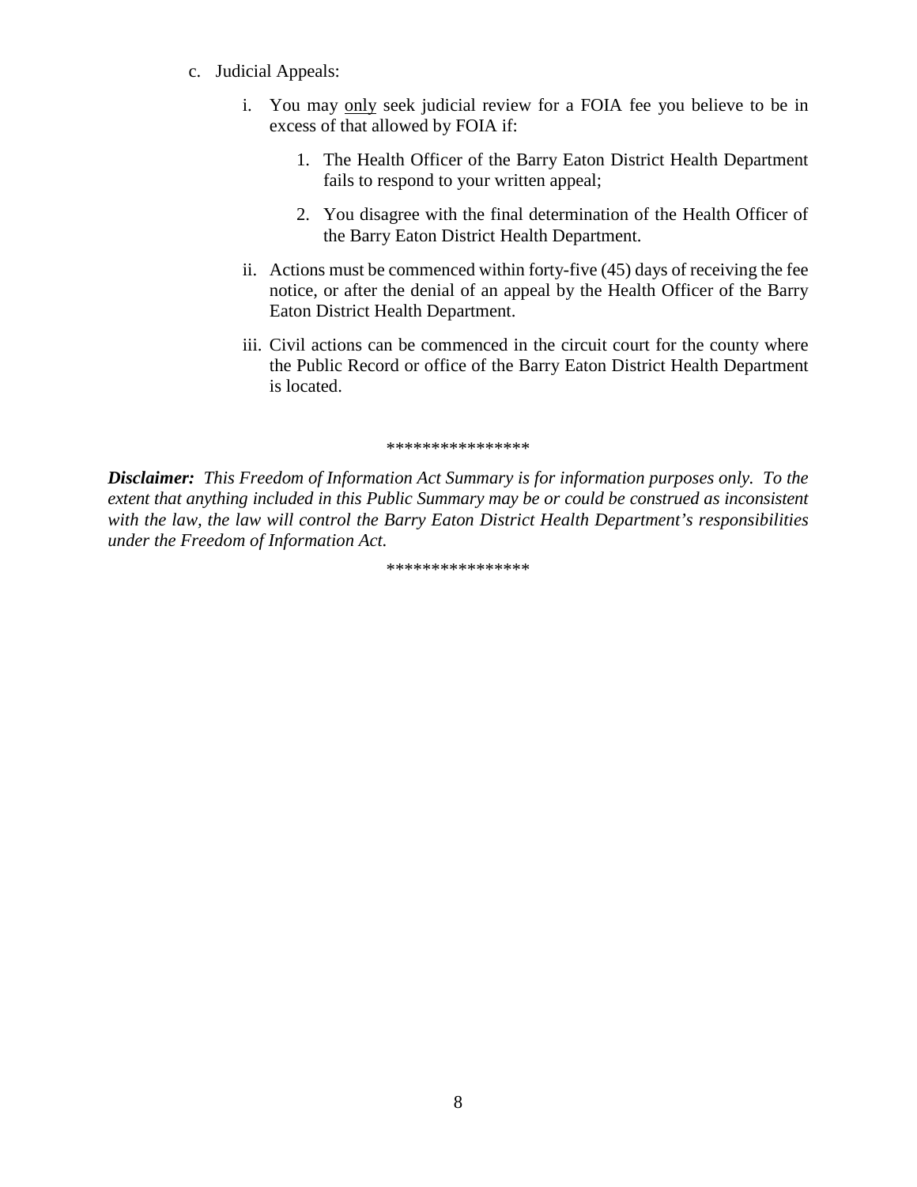c. Judicial Appeals:

   i. You may <u>only</u> seek judicial review for a FOIA fee you believe to be in excess of that allowed by FOIA if:

      1. The Health Officer of the Barry Eaton District Health Department fails to respond to your written appeal;

      2. You disagree with the final determination of the Health Officer of the Barry Eaton District Health Department.

   ii. Actions must be commenced within forty-five (45) days of receiving the fee notice, or after the denial of an appeal by the Health Officer of the Barry Eaton District Health Department.

   iii. Civil actions can be commenced in the circuit court for the county where the Public Record or office of the Barry Eaton District Health Department is located.

****************

***Disclaimer:*** *This Freedom of Information Act Summary is for information purposes only. To the extent that anything included in this Public Summary may be or could be construed as inconsistent with the law, the law will control the Barry Eaton District Health Department's responsibilities under the Freedom of Information Act.*

****************